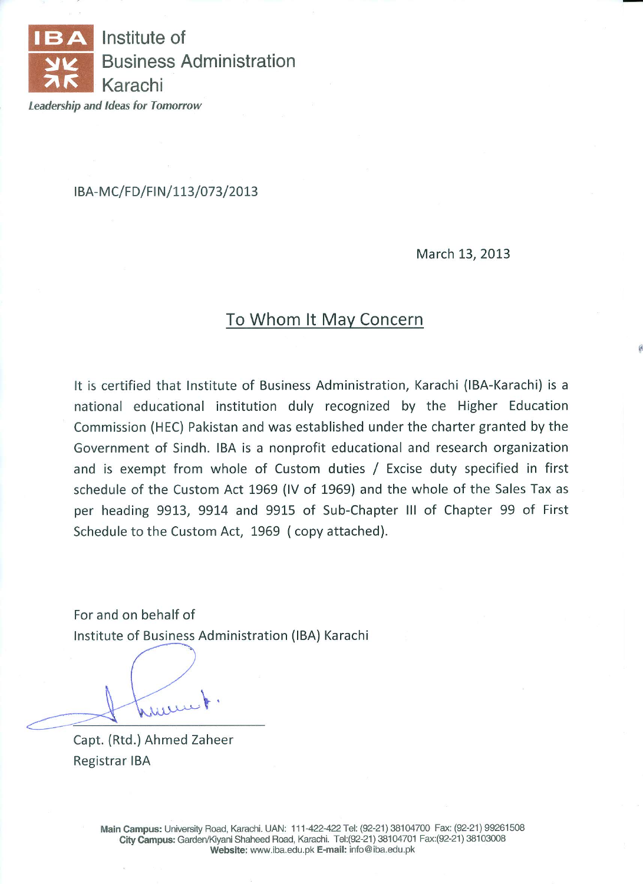**IBA** Institute of Business Administration Karachi

*Leadership and Ideas for Tomorrow*

IBA-MC/FD/FIN/113/073/2013

March 13, 2013

## To Whom It May Concern

It is certified that Institute of Business Administration, Karachi (IBA-Karachi) is a national educational institution duly recognized by the Higher Education Commission (HEC) Pakistan and was established under the charter granted by the Government of Sindh. IBA is a nonprofit educational and research organization and is exempt from whole of Custom duties / Excise duty specified in first schedule of the Custom Act 1969 (IV of 1969) and the whole of the Sales Tax as per heading 9913, 9914 and 9915 of Sub-Chapter III of Chapter 99 of First Schedule to the Custom Act, 1969 ( copy attached).

For and on behalf of
Institute of Business Administration (IBA) Karachi

Capt. (Rtd.) Ahmed Zaheer
Registrar IBA

**Main Campus:** University Road, Karachi. UAN: 111-422-422 Tel: (92-21) 38104700 Fax: (92-21) 99261508
**City Campus:** Garden/Kiyani Shaheed Road, Karachi. Tel:(92-21) 38104701 Fax:(92-21) 38103008
**Website:** www.iba.edu.pk **E-mail:** info@iba.edu.pk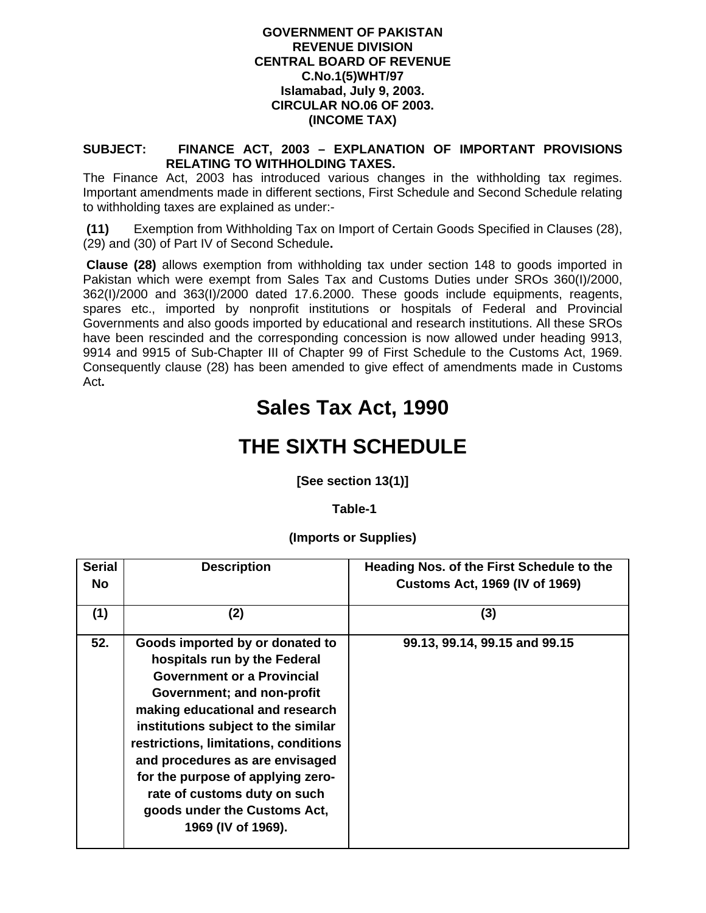**GOVERNMENT OF PAKISTAN**
**REVENUE DIVISION**
**CENTRAL BOARD OF REVENUE**
**C.No.1(5)WHT/97**
**Islamabad, July 9, 2003.**
**CIRCULAR NO.06 OF 2003.**
**(INCOME TAX)**

**SUBJECT: FINANCE ACT, 2003 – EXPLANATION OF IMPORTANT PROVISIONS RELATING TO WITHHOLDING TAXES.**

The Finance Act, 2003 has introduced various changes in the withholding tax regimes. Important amendments made in different sections, First Schedule and Second Schedule relating to withholding taxes are explained as under:-

**(11)** Exemption from Withholding Tax on Import of Certain Goods Specified in Clauses (28), (29) and (30) of Part IV of Second Schedule**.**

**Clause (28)** allows exemption from withholding tax under section 148 to goods imported in Pakistan which were exempt from Sales Tax and Customs Duties under SROs 360(I)/2000, 362(I)/2000 and 363(I)/2000 dated 17.6.2000. These goods include equipments, reagents, spares etc., imported by nonprofit institutions or hospitals of Federal and Provincial Governments and also goods imported by educational and research institutions. All these SROs have been rescinded and the corresponding concession is now allowed under heading 9913, 9914 and 9915 of Sub-Chapter III of Chapter 99 of First Schedule to the Customs Act, 1969. Consequently clause (28) has been amended to give effect of amendments made in Customs Act**.**

# Sales Tax Act, 1990

# THE SIXTH SCHEDULE

**[See section 13(1)]**

**Table-1**

**(Imports or Supplies)**

| Serial No | Description | Heading Nos. of the First Schedule to the Customs Act, 1969 (IV of 1969) |
|---|---|---|
| (1) | (2) | (3) |
| 52. | Goods imported by or donated to hospitals run by the Federal Government or a Provincial Government; and non-profit making educational and research institutions subject to the similar restrictions, limitations, conditions and procedures as are envisaged for the purpose of applying zero-rate of customs duty on such goods under the Customs Act, 1969 (IV of 1969). | 99.13, 99.14, 99.15 and 99.15 |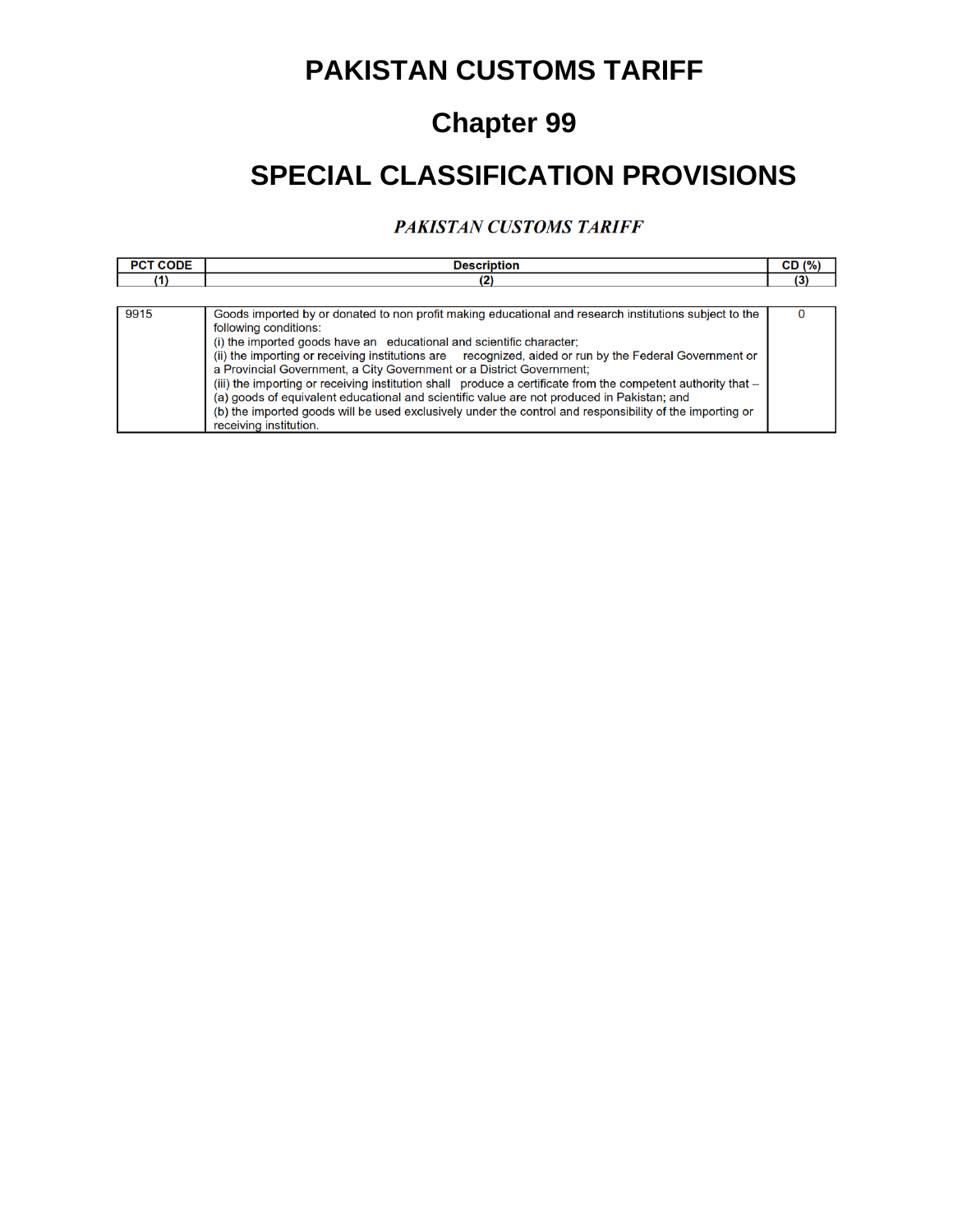# PAKISTAN CUSTOMS TARIFF

# Chapter 99

# SPECIAL CLASSIFICATION PROVISIONS

***PAKISTAN CUSTOMS TARIFF***

| PCT CODE (1) | Description (2) | CD (%) (3) |
|---|---|---|
| 9915 | Goods imported by or donated to non profit making educational and research institutions subject to the following conditions:<br>(i) the imported goods have an educational and scientific character;<br>(ii) the importing or receiving institutions are recognized, aided or run by the Federal Government or a Provincial Government, a City Government or a District Government;<br>(iii) the importing or receiving institution shall produce a certificate from the competent authority that –<br>(a) goods of equivalent educational and scientific value are not produced in Pakistan; and<br>(b) the imported goods will be used exclusively under the control and responsibility of the importing or receiving institution. | 0 |